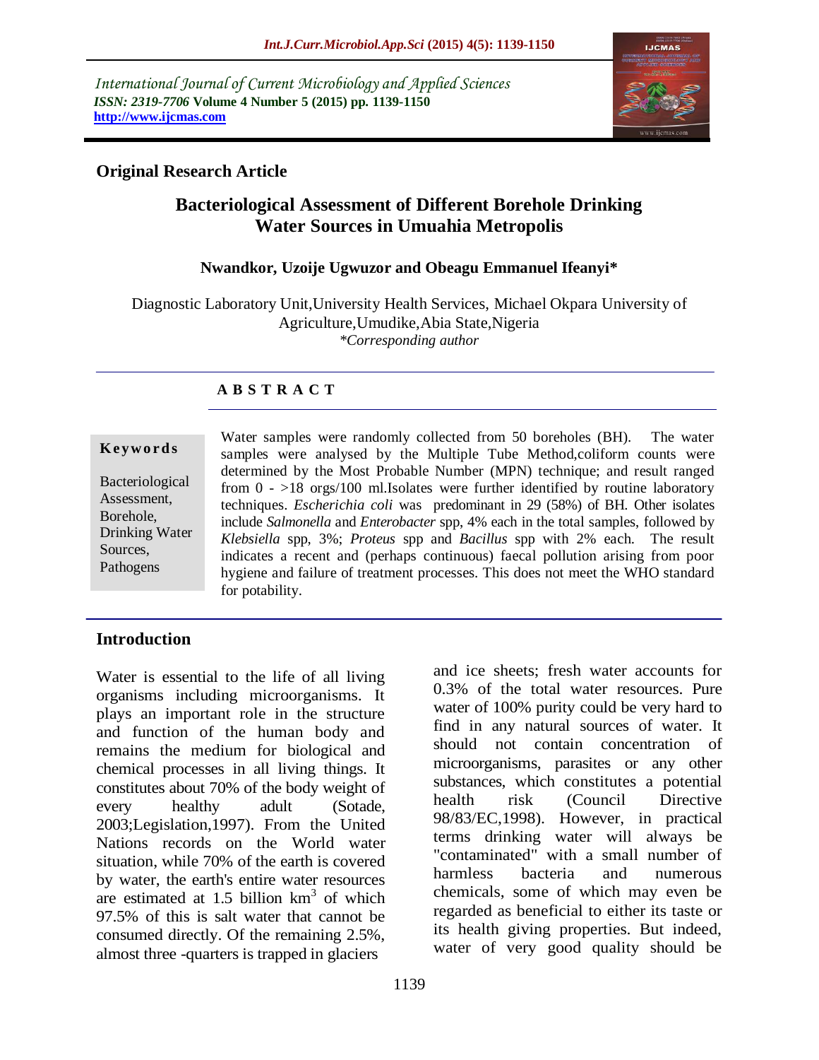International Journal of Current Microbiology and Applied Sciences
*ISSN: 2319-7706* **Volume 4 Number 5 (2015) pp. 1139-1150**
**http://www.ijcmas.com**

**Original Research Article**

# Bacteriological Assessment of Different Borehole Drinking Water Sources in Umuahia Metropolis

**Nwandkor, Uzoije Ugwuzor and Obeagu Emmanuel Ifeanyi\***

Diagnostic Laboratory Unit,University Health Services, Michael Okpara University of Agriculture,Umudike,Abia State,Nigeria
*\*Corresponding author*

## A B S T R A C T

**Keywords**

Bacteriological Assessment, Borehole, Drinking Water Sources, Pathogens

Water samples were randomly collected from 50 boreholes (BH). The water samples were analysed by the Multiple Tube Method,coliform counts were determined by the Most Probable Number (MPN) technique; and result ranged from 0 - >18 orgs/100 ml.Isolates were further identified by routine laboratory techniques. *Escherichia coli* was predominant in 29 (58%) of BH. Other isolates include *Salmonella* and *Enterobacter* spp, 4% each in the total samples, followed by *Klebsiella* spp, 3%; *Proteus* spp and *Bacillus* spp with 2% each. The result indicates a recent and (perhaps continuous) faecal pollution arising from poor hygiene and failure of treatment processes. This does not meet the WHO standard for potability.

## Introduction

Water is essential to the life of all living organisms including microorganisms. It plays an important role in the structure and function of the human body and remains the medium for biological and chemical processes in all living things. It constitutes about 70% of the body weight of every healthy adult (Sotade, 2003;Legislation,1997). From the United Nations records on the World water situation, while 70% of the earth is covered by water, the earth's entire water resources are estimated at 1.5 billion km$^3$ of which 97.5% of this is salt water that cannot be consumed directly. Of the remaining 2.5%, almost three -quarters is trapped in glaciers and ice sheets; fresh water accounts for 0.3% of the total water resources. Pure water of 100% purity could be very hard to find in any natural sources of water. It should not contain concentration of microorganisms, parasites or any other substances, which constitutes a potential health risk (Council Directive 98/83/EC,1998). However, in practical terms drinking water will always be "contaminated" with a small number of harmless bacteria and numerous chemicals, some of which may even be regarded as beneficial to either its taste or its health giving properties. But indeed, water of very good quality should be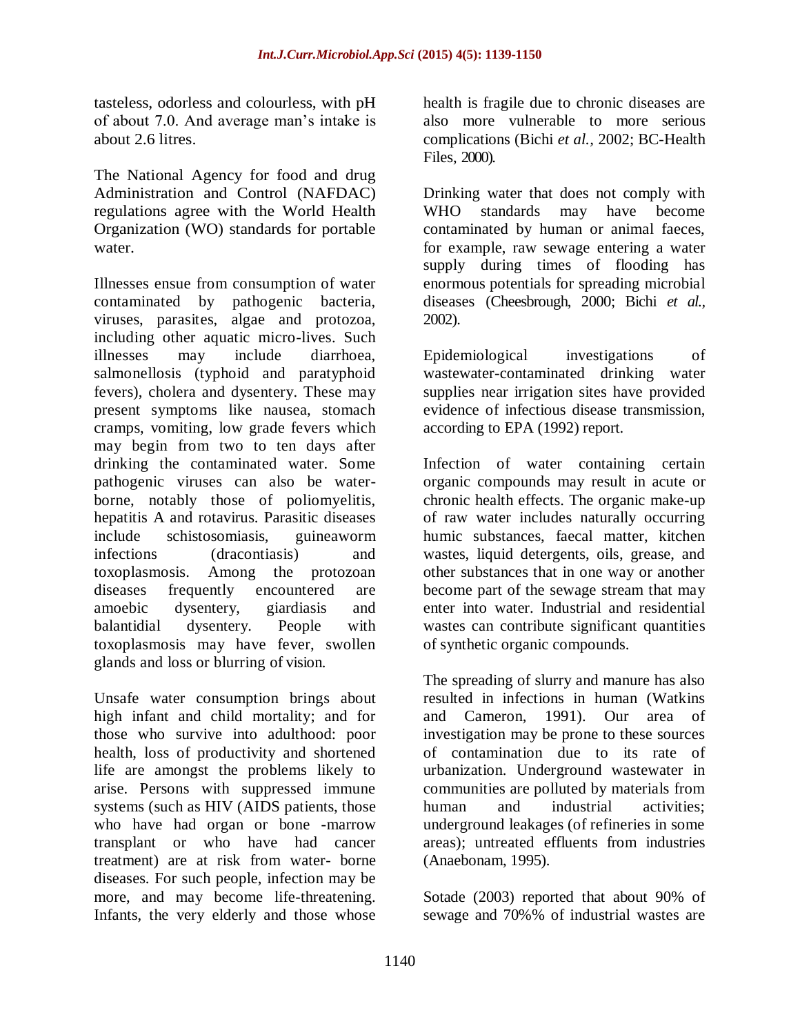tasteless, odorless and colourless, with pH of about 7.0. And average man's intake is about 2.6 litres.

The National Agency for food and drug Administration and Control (NAFDAC) regulations agree with the World Health Organization (WO) standards for portable water.

Illnesses ensue from consumption of water contaminated by pathogenic bacteria, viruses, parasites, algae and protozoa, including other aquatic micro-lives. Such illnesses may include diarrhoea, salmonellosis (typhoid and paratyphoid fevers), cholera and dysentery. These may present symptoms like nausea, stomach cramps, vomiting, low grade fevers which may begin from two to ten days after drinking the contaminated water. Some pathogenic viruses can also be water-borne, notably those of poliomyelitis, hepatitis A and rotavirus. Parasitic diseases include schistosomiasis, guineaworm infections (dracontiasis) and toxoplasmosis. Among the protozoan diseases frequently encountered are amoebic dysentery, giardiasis and balantidial dysentery. People with toxoplasmosis may have fever, swollen glands and loss or blurring of vision.

Unsafe water consumption brings about high infant and child mortality; and for those who survive into adulthood: poor health, loss of productivity and shortened life are amongst the problems likely to arise. Persons with suppressed immune systems (such as HIV (AIDS patients, those who have had organ or bone -marrow transplant or who have had cancer treatment) are at risk from water- borne diseases. For such people, infection may be more, and may become life-threatening. Infants, the very elderly and those whose health is fragile due to chronic diseases are also more vulnerable to more serious complications (Bichi *et al.*, 2002; BC-Health Files, 2000).

Drinking water that does not comply with WHO standards may have become contaminated by human or animal faeces, for example, raw sewage entering a water supply during times of flooding has enormous potentials for spreading microbial diseases (Cheesbrough, 2000; Bichi *et al.*, 2002).

Epidemiological investigations of wastewater-contaminated drinking water supplies near irrigation sites have provided evidence of infectious disease transmission, according to EPA (1992) report.

Infection of water containing certain organic compounds may result in acute or chronic health effects. The organic make-up of raw water includes naturally occurring humic substances, faecal matter, kitchen wastes, liquid detergents, oils, grease, and other substances that in one way or another become part of the sewage stream that may enter into water. Industrial and residential wastes can contribute significant quantities of synthetic organic compounds.

The spreading of slurry and manure has also resulted in infections in human (Watkins and Cameron, 1991). Our area of investigation may be prone to these sources of contamination due to its rate of urbanization. Underground wastewater in communities are polluted by materials from human and industrial activities; underground leakages (of refineries in some areas); untreated effluents from industries (Anaebonam, 1995).

Sotade (2003) reported that about 90% of sewage and 70%% of industrial wastes are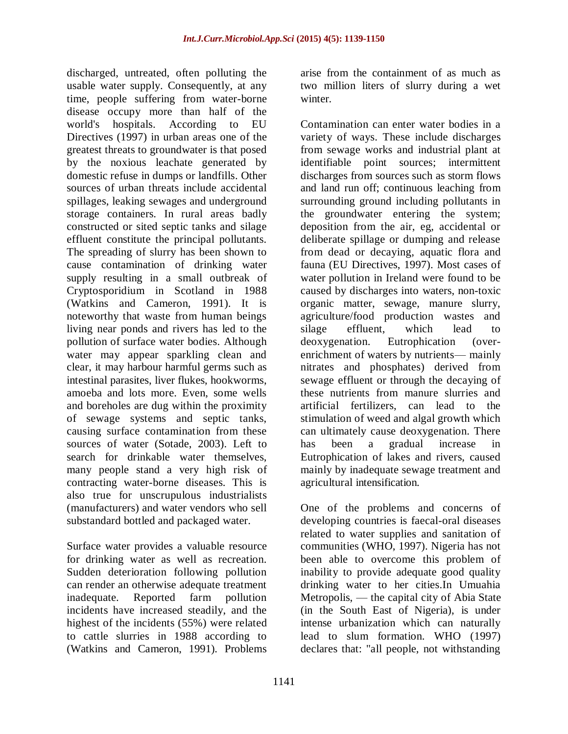discharged, untreated, often polluting the usable water supply. Consequently, at any time, people suffering from water-borne disease occupy more than half of the world's hospitals. According to EU Directives (1997) in urban areas one of the greatest threats to groundwater is that posed by the noxious leachate generated by domestic refuse in dumps or landfills. Other sources of urban threats include accidental spillages, leaking sewages and underground storage containers. In rural areas badly constructed or sited septic tanks and silage effluent constitute the principal pollutants. The spreading of slurry has been shown to cause contamination of drinking water supply resulting in a small outbreak of Cryptosporidium in Scotland in 1988 (Watkins and Cameron, 1991). It is noteworthy that waste from human beings living near ponds and rivers has led to the pollution of surface water bodies. Although water may appear sparkling clean and clear, it may harbour harmful germs such as intestinal parasites, liver flukes, hookworms, amoeba and lots more. Even, some wells and boreholes are dug within the proximity of sewage systems and septic tanks, causing surface contamination from these sources of water (Sotade, 2003). Left to search for drinkable water themselves, many people stand a very high risk of contracting water-borne diseases. This is also true for unscrupulous industrialists (manufacturers) and water vendors who sell substandard bottled and packaged water.

Surface water provides a valuable resource for drinking water as well as recreation. Sudden deterioration following pollution can render an otherwise adequate treatment inadequate. Reported farm pollution incidents have increased steadily, and the highest of the incidents (55%) were related to cattle slurries in 1988 according to (Watkins and Cameron, 1991). Problems arise from the containment of as much as two million liters of slurry during a wet winter.

Contamination can enter water bodies in a variety of ways. These include discharges from sewage works and industrial plant at identifiable point sources; intermittent discharges from sources such as storm flows and land run off; continuous leaching from surrounding ground including pollutants in the groundwater entering the system; deposition from the air, eg, accidental or deliberate spillage or dumping and release from dead or decaying, aquatic flora and fauna (EU Directives, 1997). Most cases of water pollution in Ireland were found to be caused by discharges into waters, non-toxic organic matter, sewage, manure slurry, agriculture/food production wastes and silage effluent, which lead to deoxygenation. Eutrophication (over-enrichment of waters by nutrients— mainly nitrates and phosphates) derived from sewage effluent or through the decaying of these nutrients from manure slurries and artificial fertilizers, can lead to the stimulation of weed and algal growth which can ultimately cause deoxygenation. There has been a gradual increase in Eutrophication of lakes and rivers, caused mainly by inadequate sewage treatment and agricultural intensification.

One of the problems and concerns of developing countries is faecal-oral diseases related to water supplies and sanitation of communities (WHO, 1997). Nigeria has not been able to overcome this problem of inability to provide adequate good quality drinking water to her cities.In Umuahia Metropolis, — the capital city of Abia State (in the South East of Nigeria), is under intense urbanization which can naturally lead to slum formation. WHO (1997) declares that: "all people, not withstanding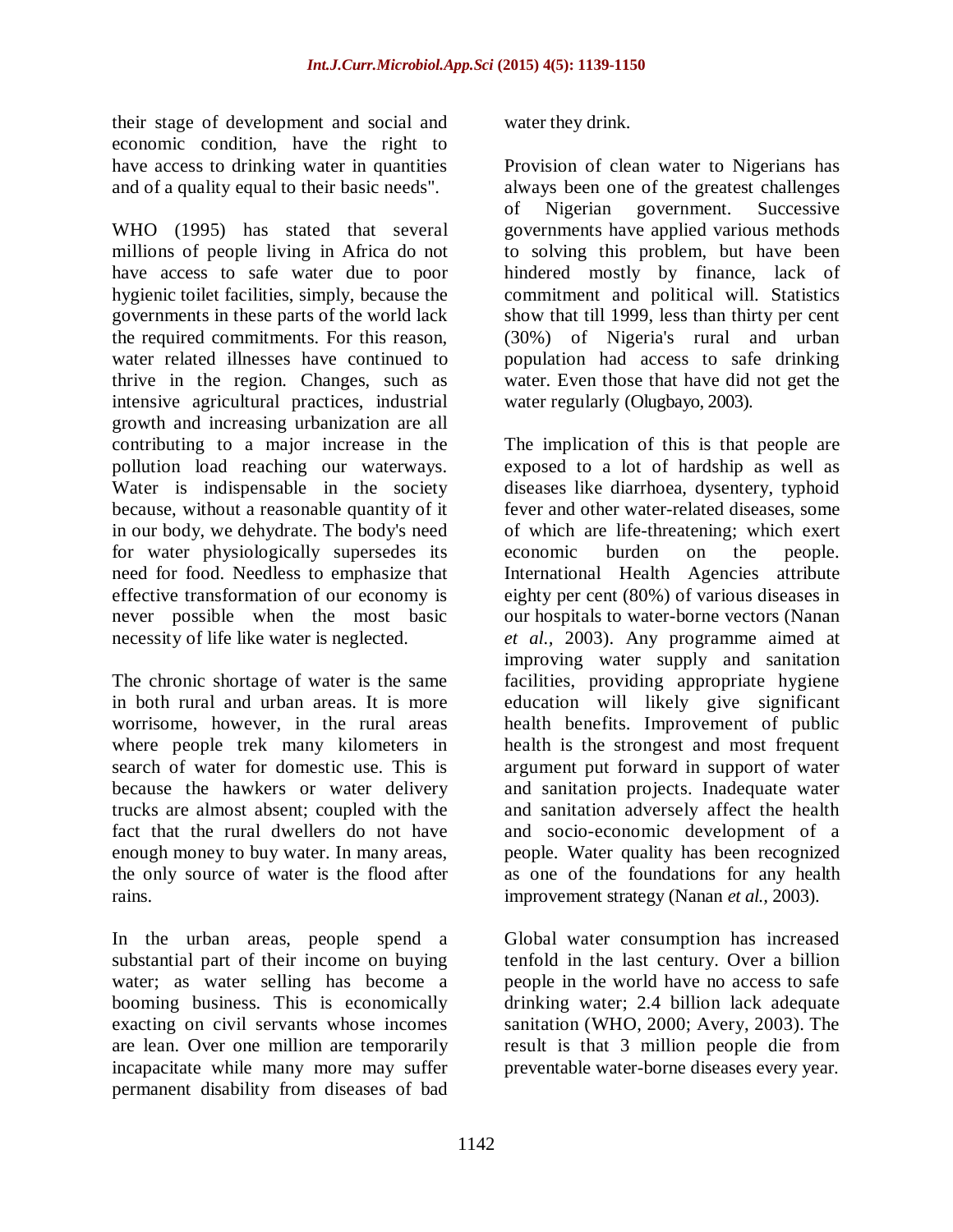their stage of development and social and economic condition, have the right to have access to drinking water in quantities and of a quality equal to their basic needs".

WHO (1995) has stated that several millions of people living in Africa do not have access to safe water due to poor hygienic toilet facilities, simply, because the governments in these parts of the world lack the required commitments. For this reason, water related illnesses have continued to thrive in the region. Changes, such as intensive agricultural practices, industrial growth and increasing urbanization are all contributing to a major increase in the pollution load reaching our waterways. Water is indispensable in the society because, without a reasonable quantity of it in our body, we dehydrate. The body's need for water physiologically supersedes its need for food. Needless to emphasize that effective transformation of our economy is never possible when the most basic necessity of life like water is neglected.

The chronic shortage of water is the same in both rural and urban areas. It is more worrisome, however, in the rural areas where people trek many kilometers in search of water for domestic use. This is because the hawkers or water delivery trucks are almost absent; coupled with the fact that the rural dwellers do not have enough money to buy water. In many areas, the only source of water is the flood after rains.

In the urban areas, people spend a substantial part of their income on buying water; as water selling has become a booming business. This is economically exacting on civil servants whose incomes are lean. Over one million are temporarily incapacitate while many more may suffer permanent disability from diseases of bad water they drink.

Provision of clean water to Nigerians has always been one of the greatest challenges of Nigerian government. Successive governments have applied various methods to solving this problem, but have been hindered mostly by finance, lack of commitment and political will. Statistics show that till 1999, less than thirty per cent (30%) of Nigeria's rural and urban population had access to safe drinking water. Even those that have did not get the water regularly (Olugbayo, 2003).

The implication of this is that people are exposed to a lot of hardship as well as diseases like diarrhoea, dysentery, typhoid fever and other water-related diseases, some of which are life-threatening; which exert economic burden on the people. International Health Agencies attribute eighty per cent (80%) of various diseases in our hospitals to water-borne vectors (Nanan *et al.,* 2003). Any programme aimed at improving water supply and sanitation facilities, providing appropriate hygiene education will likely give significant health benefits. Improvement of public health is the strongest and most frequent argument put forward in support of water and sanitation projects. Inadequate water and sanitation adversely affect the health and socio-economic development of a people. Water quality has been recognized as one of the foundations for any health improvement strategy (Nanan *et al.,* 2003).

Global water consumption has increased tenfold in the last century. Over a billion people in the world have no access to safe drinking water; 2.4 billion lack adequate sanitation (WHO, 2000; Avery, 2003). The result is that 3 million people die from preventable water-borne diseases every year.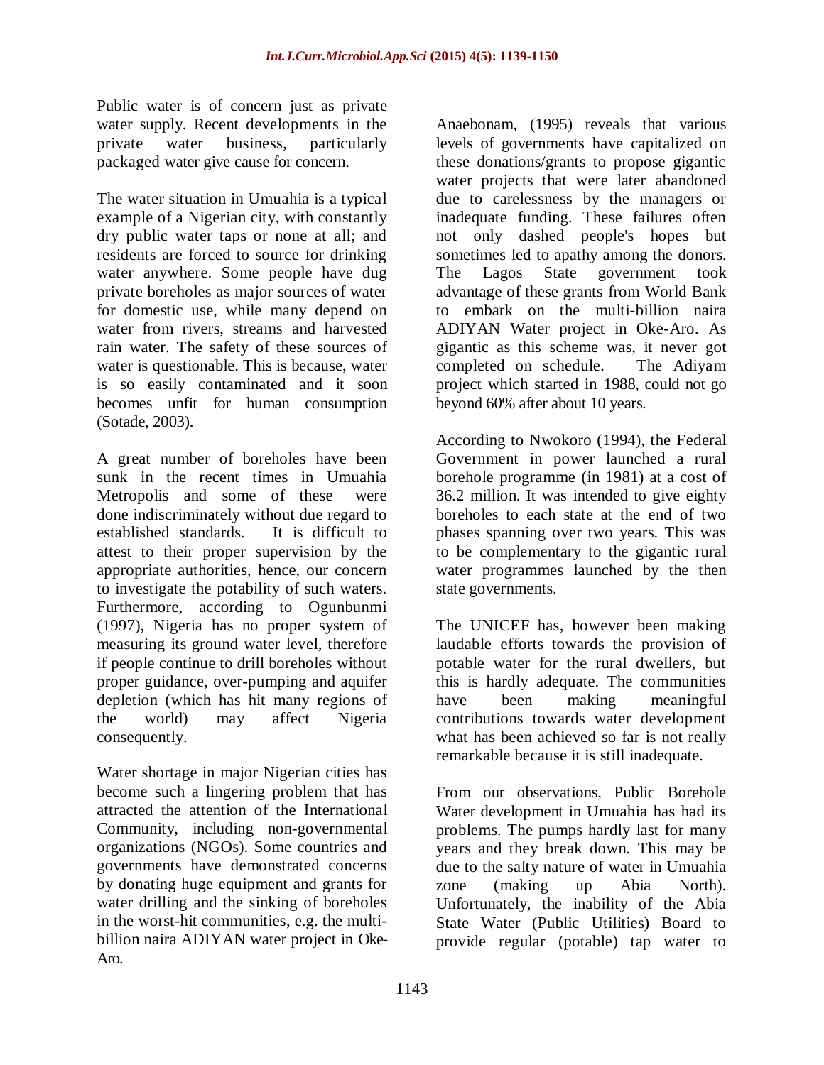Public water is of concern just as private water supply. Recent developments in the private water business, particularly packaged water give cause for concern.

The water situation in Umuahia is a typical example of a Nigerian city, with constantly dry public water taps or none at all; and residents are forced to source for drinking water anywhere. Some people have dug private boreholes as major sources of water for domestic use, while many depend on water from rivers, streams and harvested rain water. The safety of these sources of water is questionable. This is because, water is so easily contaminated and it soon becomes unfit for human consumption (Sotade, 2003).

A great number of boreholes have been sunk in the recent times in Umuahia Metropolis and some of these were done indiscriminately without due regard to established standards. It is difficult to attest to their proper supervision by the appropriate authorities, hence, our concern to investigate the potability of such waters. Furthermore, according to Ogunbunmi (1997), Nigeria has no proper system of measuring its ground water level, therefore if people continue to drill boreholes without proper guidance, over-pumping and aquifer depletion (which has hit many regions of the world) may affect Nigeria consequently.

Water shortage in major Nigerian cities has become such a lingering problem that has attracted the attention of the International Community, including non-governmental organizations (NGOs). Some countries and governments have demonstrated concerns by donating huge equipment and grants for water drilling and the sinking of boreholes in the worst-hit communities, e.g. the multi-billion naira ADIYAN water project in Oke-Aro.

Anaebonam, (1995) reveals that various levels of governments have capitalized on these donations/grants to propose gigantic water projects that were later abandoned due to carelessness by the managers or inadequate funding. These failures often not only dashed people's hopes but sometimes led to apathy among the donors. The Lagos State government took advantage of these grants from World Bank to embark on the multi-billion naira ADIYAN Water project in Oke-Aro. As gigantic as this scheme was, it never got completed on schedule. The Adiyam project which started in 1988, could not go beyond 60% after about 10 years.

According to Nwokoro (1994), the Federal Government in power launched a rural borehole programme (in 1981) at a cost of 36.2 million. It was intended to give eighty boreholes to each state at the end of two phases spanning over two years. This was to be complementary to the gigantic rural water programmes launched by the then state governments.

The UNICEF has, however been making laudable efforts towards the provision of potable water for the rural dwellers, but this is hardly adequate. The communities have been making meaningful contributions towards water development what has been achieved so far is not really remarkable because it is still inadequate.

From our observations, Public Borehole Water development in Umuahia has had its problems. The pumps hardly last for many years and they break down. This may be due to the salty nature of water in Umuahia zone (making up Abia North). Unfortunately, the inability of the Abia State Water (Public Utilities) Board to provide regular (potable) tap water to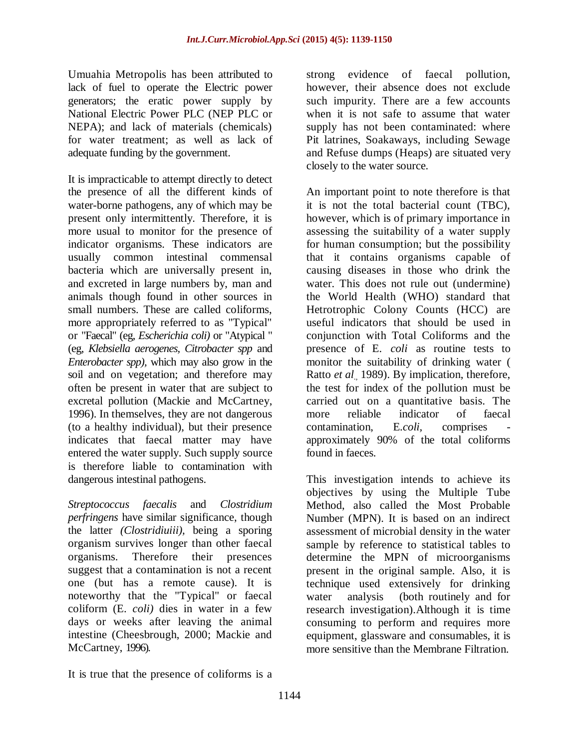Umuahia Metropolis has been attributed to lack of fuel to operate the Electric power generators; the eratic power supply by National Electric Power PLC (NEP PLC or NEPA); and lack of materials (chemicals) for water treatment; as well as lack of adequate funding by the government.

It is impracticable to attempt directly to detect the presence of all the different kinds of water-borne pathogens, any of which may be present only intermittently. Therefore, it is more usual to monitor for the presence of indicator organisms. These indicators are usually common intestinal commensal bacteria which are universally present in, and excreted in large numbers by, man and animals though found in other sources in small numbers. These are called coliforms, more appropriately referred to as "Typical" or "Faecal" (eg, *Escherichia coli)* or "Atypical " (eg, *Klebsiella aerogenes, Citrobacter spp* and *Enterobacter spp),* which may also grow in the soil and on vegetation; and therefore may often be present in water that are subject to excretal pollution (Mackie and McCartney, 1996). In themselves, they are not dangerous (to a healthy individual), but their presence indicates that faecal matter may have entered the water supply. Such supply source is therefore liable to contamination with dangerous intestinal pathogens.

*Streptococcus faecalis* and *Clostridium perfringens* have similar significance, though the latter *(Clostridiuiii),* being a sporing organism survives longer than other faecal organisms. Therefore their presences suggest that a contamination is not a recent one (but has a remote cause). It is noteworthy that the "Typical" or faecal coliform (E. *coli)* dies in water in a few days or weeks after leaving the animal intestine (Cheesbrough, 2000; Mackie and McCartney, 1996).

It is true that the presence of coliforms is a strong evidence of faecal pollution, however, their absence does not exclude such impurity. There are a few accounts when it is not safe to assume that water supply has not been contaminated: where Pit latrines, Soakaways, including Sewage and Refuse dumps (Heaps) are situated very closely to the water source.

An important point to note therefore is that it is not the total bacterial count (TBC), however, which is of primary importance in assessing the suitability of a water supply for human consumption; but the possibility that it contains organisms capable of causing diseases in those who drink the water. This does not rule out (undermine) the World Health (WHO) standard that Hetrotrophic Colony Counts (HCC) are useful indicators that should be used in conjunction with Total Coliforms and the presence of E. *coli* as routine tests to monitor the suitability of drinking water ( Ratto *et al*., 1989). By implication, therefore, the test for index of the pollution must be carried out on a quantitative basis. The more reliable indicator of faecal contamination, E.*coli*, comprises - approximately 90% of the total coliforms found in faeces.

This investigation intends to achieve its objectives by using the Multiple Tube Method, also called the Most Probable Number (MPN). It is based on an indirect assessment of microbial density in the water sample by reference to statistical tables to determine the MPN of microorganisms present in the original sample. Also, it is technique used extensively for drinking water analysis (both routinely and for research investigation).Although it is time consuming to perform and requires more equipment, glassware and consumables, it is more sensitive than the Membrane Filtration.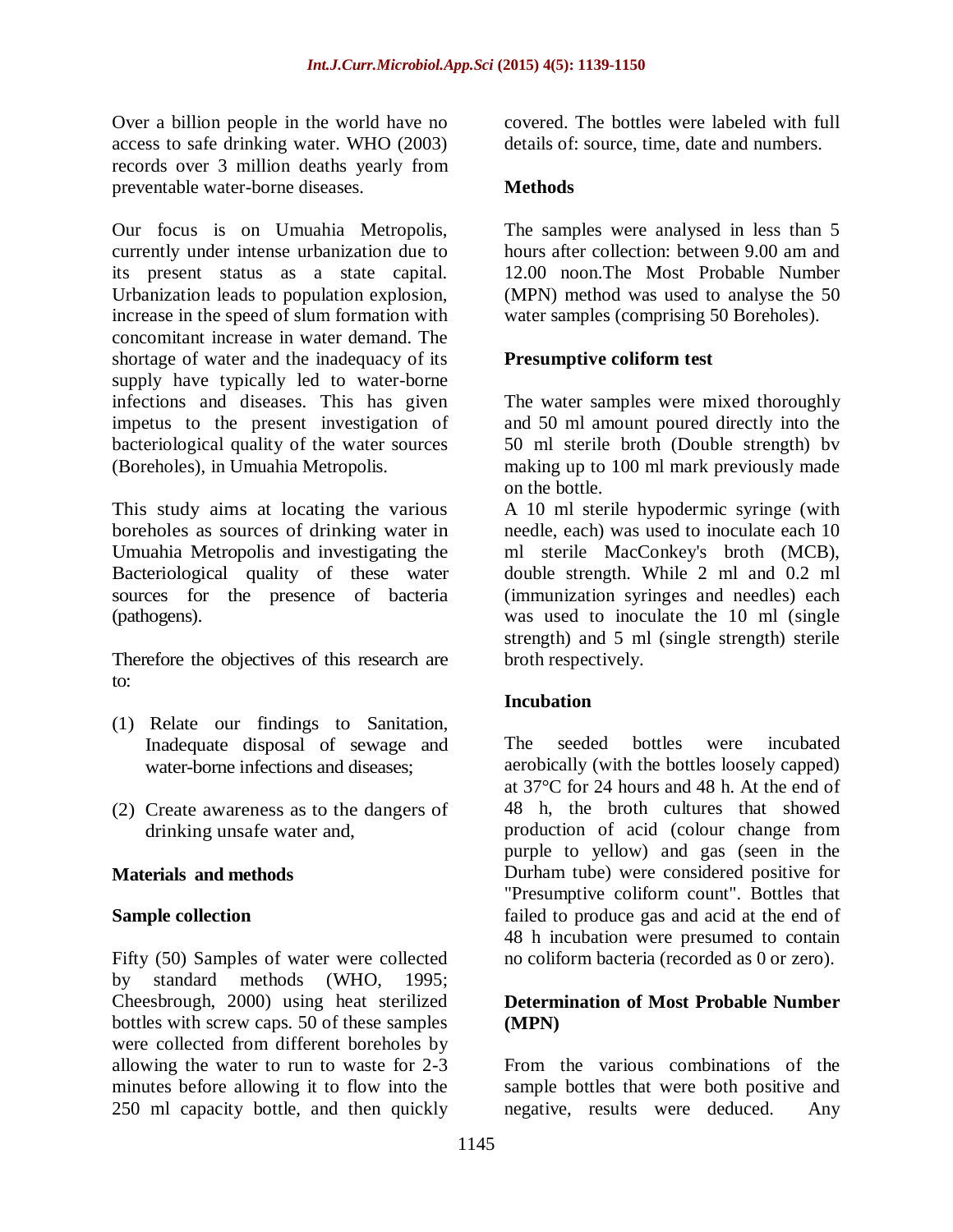Over a billion people in the world have no access to safe drinking water. WHO (2003) records over 3 million deaths yearly from preventable water-borne diseases.

Our focus is on Umuahia Metropolis, currently under intense urbanization due to its present status as a state capital. Urbanization leads to population explosion, increase in the speed of slum formation with concomitant increase in water demand. The shortage of water and the inadequacy of its supply have typically led to water-borne infections and diseases. This has given impetus to the present investigation of bacteriological quality of the water sources (Boreholes), in Umuahia Metropolis.

This study aims at locating the various boreholes as sources of drinking water in Umuahia Metropolis and investigating the Bacteriological quality of these water sources for the presence of bacteria (pathogens).

Therefore the objectives of this research are to:

(1) Relate our findings to Sanitation, Inadequate disposal of sewage and water-borne infections and diseases;

(2) Create awareness as to the dangers of drinking unsafe water and,

## Materials and methods

### Sample collection

Fifty (50) Samples of water were collected by standard methods (WHO, 1995; Cheesbrough, 2000) using heat sterilized bottles with screw caps. 50 of these samples were collected from different boreholes by allowing the water to run to waste for 2-3 minutes before allowing it to flow into the 250 ml capacity bottle, and then quickly covered. The bottles were labeled with full details of: source, time, date and numbers.

### Methods

The samples were analysed in less than 5 hours after collection: between 9.00 am and 12.00 noon.The Most Probable Number (MPN) method was used to analyse the 50 water samples (comprising 50 Boreholes).

### Presumptive coliform test

The water samples were mixed thoroughly and 50 ml amount poured directly into the 50 ml sterile broth (Double strength) bv making up to 100 ml mark previously made on the bottle.

A 10 ml sterile hypodermic syringe (with needle, each) was used to inoculate each 10 ml sterile MacConkey's broth (MCB), double strength. While 2 ml and 0.2 ml (immunization syringes and needles) each was used to inoculate the 10 ml (single strength) and 5 ml (single strength) sterile broth respectively.

### Incubation

The seeded bottles were incubated aerobically (with the bottles loosely capped) at 37°C for 24 hours and 48 h. At the end of 48 h, the broth cultures that showed production of acid (colour change from purple to yellow) and gas (seen in the Durham tube) were considered positive for "Presumptive coliform count". Bottles that failed to produce gas and acid at the end of 48 h incubation were presumed to contain no coliform bacteria (recorded as 0 or zero).

### Determination of Most Probable Number (MPN)

From the various combinations of the sample bottles that were both positive and negative, results were deduced. Any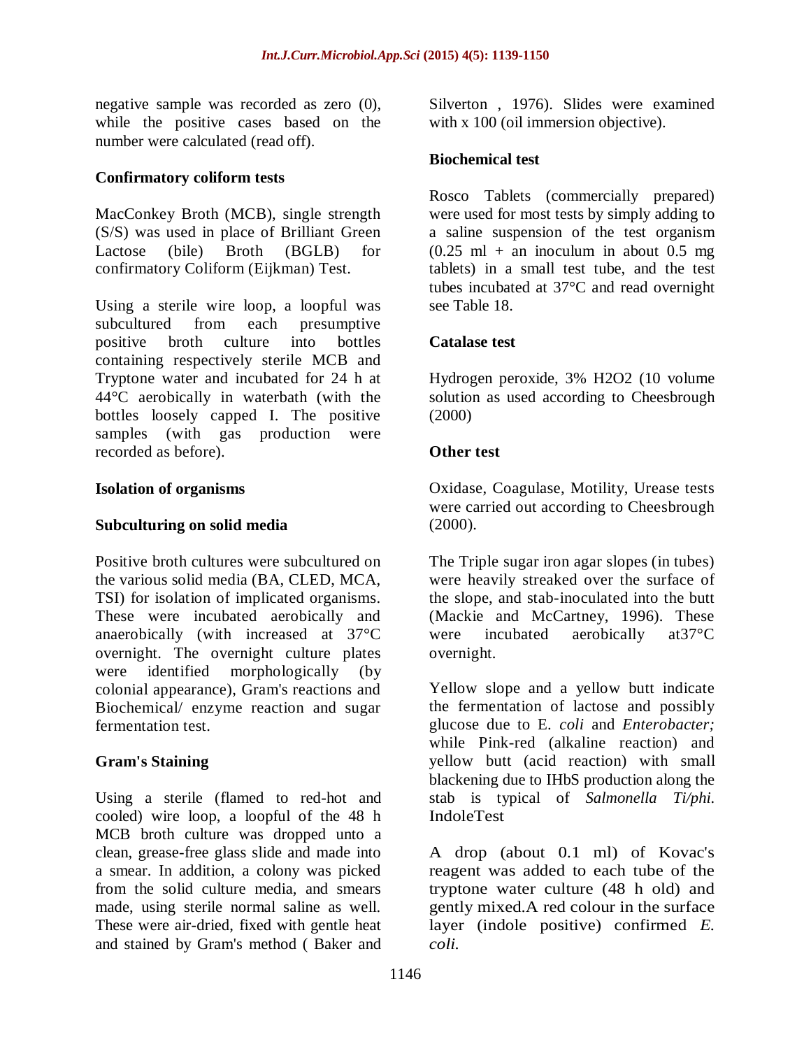negative sample was recorded as zero (0), while the positive cases based on the number were calculated (read off).

**Confirmatory coliform tests**

MacConkey Broth (MCB), single strength (S/S) was used in place of Brilliant Green Lactose (bile) Broth (BGLB) for confirmatory Coliform (Eijkman) Test.

Using a sterile wire loop, a loopful was subcultured from each presumptive positive broth culture into bottles containing respectively sterile MCB and Tryptone water and incubated for 24 h at 44°C aerobically in waterbath (with the bottles loosely capped I. The positive samples (with gas production were recorded as before).

**Isolation of organisms**

**Subculturing on solid media**

Positive broth cultures were subcultured on the various solid media (BA, CLED, MCA, TSI) for isolation of implicated organisms. These were incubated aerobically and anaerobically (with increased at 37°C overnight. The overnight culture plates were identified morphologically (by colonial appearance), Gram's reactions and Biochemical/ enzyme reaction and sugar fermentation test.

**Gram's Staining**

Using a sterile (flamed to red-hot and cooled) wire loop, a loopful of the 48 h MCB broth culture was dropped unto a clean, grease-free glass slide and made into a smear. In addition, a colony was picked from the solid culture media, and smears made, using sterile normal saline as well. These were air-dried, fixed with gentle heat and stained by Gram's method ( Baker and Silverton , 1976). Slides were examined with x 100 (oil immersion objective).

**Biochemical test**

Rosco Tablets (commercially prepared) were used for most tests by simply adding to a saline suspension of the test organism (0.25 ml + an inoculum in about 0.5 mg tablets) in a small test tube, and the test tubes incubated at 37°C and read overnight see Table 18.

**Catalase test**

Hydrogen peroxide, 3% $H_2O_2$ (10 volume solution as used according to Cheesbrough (2000)

**Other test**

Oxidase, Coagulase, Motility, Urease tests were carried out according to Cheesbrough (2000).

The Triple sugar iron agar slopes (in tubes) were heavily streaked over the surface of the slope, and stab-inoculated into the butt (Mackie and McCartney, 1996). These were incubated aerobically at37°C overnight.

Yellow slope and a yellow butt indicate the fermentation of lactose and possibly glucose due to E. *coli* and *Enterobacter;* while Pink-red (alkaline reaction) and yellow butt (acid reaction) with small blackening due to IHbS production along the stab is typical of *Salmonella Ti/phi.* IndoleTest

A drop (about 0.1 ml) of Kovac's reagent was added to each tube of the tryptone water culture (48 h old) and gently mixed.A red colour in the surface layer (indole positive) confirmed *E. coli.*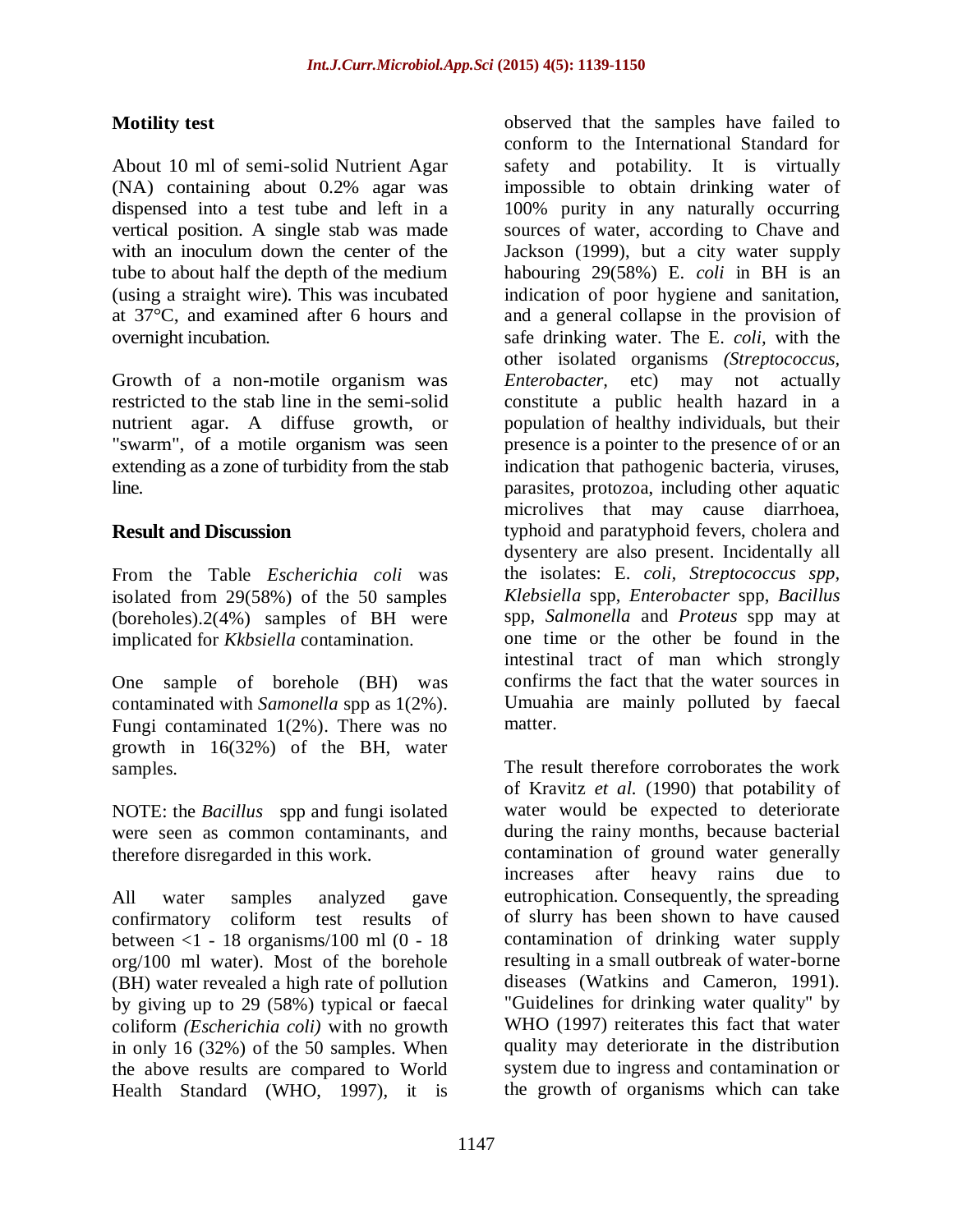### Motility test

About 10 ml of semi-solid Nutrient Agar (NA) containing about 0.2% agar was dispensed into a test tube and left in a vertical position. A single stab was made with an inoculum down the center of the tube to about half the depth of the medium (using a straight wire). This was incubated at 37°C, and examined after 6 hours and overnight incubation.

Growth of a non-motile organism was restricted to the stab line in the semi-solid nutrient agar. A diffuse growth, or "swarm", of a motile organism was seen extending as a zone of turbidity from the stab line.

## Result and Discussion

From the Table *Escherichia coli* was isolated from 29(58%) of the 50 samples (boreholes).2(4%) samples of BH were implicated for *Kkbsiella* contamination.

One sample of borehole (BH) was contaminated with *Samonella* spp as 1(2%). Fungi contaminated 1(2%). There was no growth in 16(32%) of the BH, water samples.

NOTE: the *Bacillus* spp and fungi isolated were seen as common contaminants, and therefore disregarded in this work.

All water samples analyzed gave confirmatory coliform test results of between <1 - 18 organisms/100 ml (0 - 18 org/100 ml water). Most of the borehole (BH) water revealed a high rate of pollution by giving up to 29 (58%) typical or faecal coliform *(Escherichia coli)* with no growth in only 16 (32%) of the 50 samples. When the above results are compared to World Health Standard (WHO, 1997), it is observed that the samples have failed to conform to the International Standard for safety and potability. It is virtually impossible to obtain drinking water of 100% purity in any naturally occurring sources of water, according to Chave and Jackson (1999), but a city water supply habouring 29(58%) E. *coli* in BH is an indication of poor hygiene and sanitation, and a general collapse in the provision of safe drinking water. The E. *coli,* with the other isolated organisms *(Streptococcus, Enterobacter,* etc) may not actually constitute a public health hazard in a population of healthy individuals, but their presence is a pointer to the presence of or an indication that pathogenic bacteria, viruses, parasites, protozoa, including other aquatic microlives that may cause diarrhoea, typhoid and paratyphoid fevers, cholera and dysentery are also present. Incidentally all the isolates: E. *coli, Streptococcus spp, Klebsiella* spp, *Enterobacter* spp, *Bacillus* spp, *Salmonella* and *Proteus* spp may at one time or the other be found in the intestinal tract of man which strongly confirms the fact that the water sources in Umuahia are mainly polluted by faecal matter.

The result therefore corroborates the work of Kravitz *et al.* (1990) that potability of water would be expected to deteriorate during the rainy months, because bacterial contamination of ground water generally increases after heavy rains due to eutrophication. Consequently, the spreading of slurry has been shown to have caused contamination of drinking water supply resulting in a small outbreak of water-borne diseases (Watkins and Cameron, 1991). "Guidelines for drinking water quality" by WHO (1997) reiterates this fact that water quality may deteriorate in the distribution system due to ingress and contamination or the growth of organisms which can take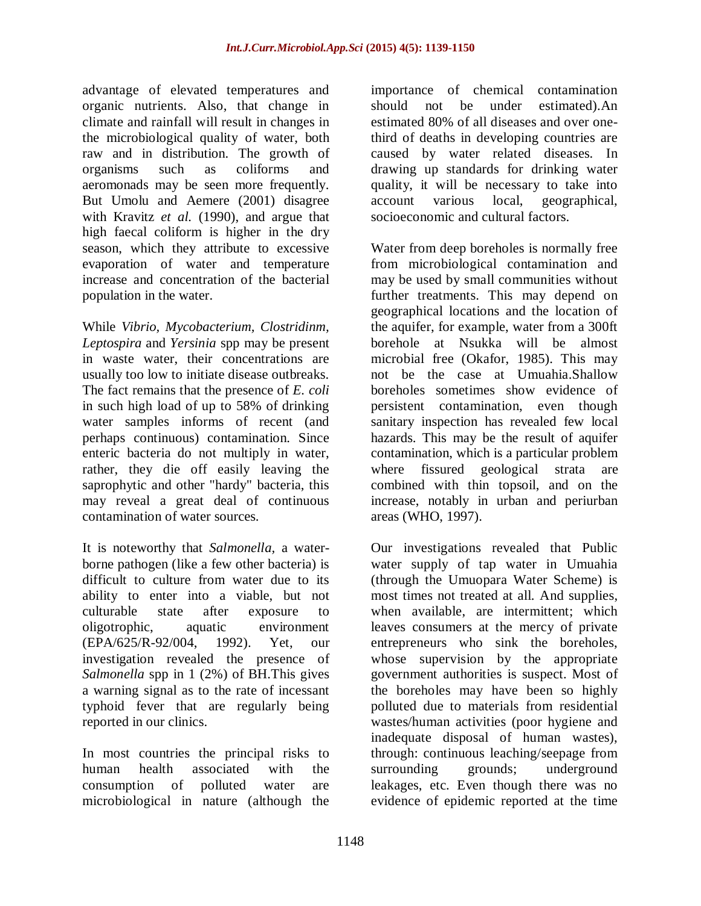advantage of elevated temperatures and organic nutrients. Also, that change in climate and rainfall will result in changes in the microbiological quality of water, both raw and in distribution. The growth of organisms such as coliforms and aeromonads may be seen more frequently. But Umolu and Aemere (2001) disagree with Kravitz *et al.* (1990), and argue that high faecal coliform is higher in the dry season, which they attribute to excessive evaporation of water and temperature increase and concentration of the bacterial population in the water.

While *Vibrio*, *Mycobacterium*, *Clostridinm*, *Leptospira* and *Yersinia* spp may be present in waste water, their concentrations are usually too low to initiate disease outbreaks. The fact remains that the presence of *E. coli* in such high load of up to 58% of drinking water samples informs of recent (and perhaps continuous) contamination. Since enteric bacteria do not multiply in water, rather, they die off easily leaving the saprophytic and other "hardy" bacteria, this may reveal a great deal of continuous contamination of water sources.

It is noteworthy that *Salmonella*, a water-borne pathogen (like a few other bacteria) is difficult to culture from water due to its ability to enter into a viable, but not culturable state after exposure to oligotrophic, aquatic environment (EPA/625/R-92/004, 1992). Yet, our investigation revealed the presence of *Salmonella* spp in 1 (2%) of BH.This gives a warning signal as to the rate of incessant typhoid fever that are regularly being reported in our clinics.

In most countries the principal risks to human health associated with the consumption of polluted water are microbiological in nature (although the importance of chemical contamination should not be under estimated).An estimated 80% of all diseases and over one-third of deaths in developing countries are caused by water related diseases. In drawing up standards for drinking water quality, it will be necessary to take into account various local, geographical, socioeconomic and cultural factors.

Water from deep boreholes is normally free from microbiological contamination and may be used by small communities without further treatments. This may depend on geographical locations and the location of the aquifer, for example, water from a 300ft borehole at Nsukka will be almost microbial free (Okafor, 1985). This may not be the case at Umuahia.Shallow boreholes sometimes show evidence of persistent contamination, even though sanitary inspection has revealed few local hazards. This may be the result of aquifer contamination, which is a particular problem where fissured geological strata are combined with thin topsoil, and on the increase, notably in urban and periurban areas (WHO, 1997).

Our investigations revealed that Public water supply of tap water in Umuahia (through the Umuopara Water Scheme) is most times not treated at all. And supplies, when available, are intermittent; which leaves consumers at the mercy of private entrepreneurs who sink the boreholes, whose supervision by the appropriate government authorities is suspect. Most of the boreholes may have been so highly polluted due to materials from residential wastes/human activities (poor hygiene and inadequate disposal of human wastes), through: continuous leaching/seepage from surrounding grounds; underground leakages, etc. Even though there was no evidence of epidemic reported at the time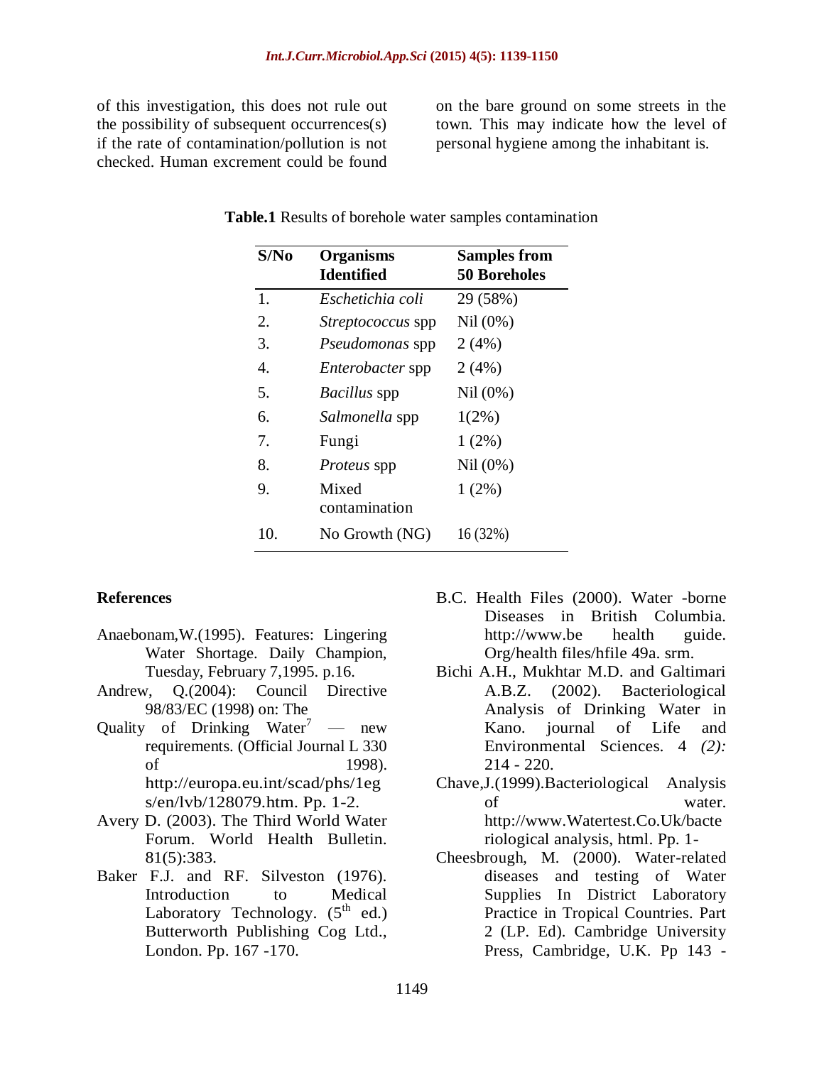of this investigation, this does not rule out the possibility of subsequent occurrences(s) if the rate of contamination/pollution is not checked. Human excrement could be found on the bare ground on some streets in the town. This may indicate how the level of personal hygiene among the inhabitant is.

**Table.1** Results of borehole water samples contamination

| S/No | Organisms Identified | Samples from 50 Boreholes |
|---|---|---|
| 1. | *Eschetichia coli* | 29 (58%) |
| 2. | *Streptococcus* spp | Nil (0%) |
| 3. | *Pseudomonas* spp | 2 (4%) |
| 4. | *Enterobacter* spp | 2 (4%) |
| 5. | *Bacillus* spp | Nil (0%) |
| 6. | *Salmonella* spp | 1(2%) |
| 7. | Fungi | 1 (2%) |
| 8. | *Proteus* spp | Nil (0%) |
| 9. | Mixed contamination | 1 (2%) |
| 10. | No Growth (NG) | 16 (32%) |

## References

Anaebonam,W.(1995). Features: Lingering Water Shortage. Daily Champion, Tuesday, February 7,1995. p.16.

Andrew, Q.(2004): Council Directive 98/83/EC (1998) on: The Quality of Drinking Water[7] — new requirements. (Official Journal L 330 of 1998). http://europa.eu.int/scad/phs/1egs/en/lvb/128079.htm. Pp. 1-2.

Avery D. (2003). The Third World Water Forum. World Health Bulletin. 81(5):383.

Baker F.J. and RF. Silveston (1976). Introduction to Medical Laboratory Technology. (5th ed.) Butterworth Publishing Cog Ltd., London. Pp. 167 -170.

B.C. Health Files (2000). Water -borne Diseases in British Columbia. http://www.be health guide. Org/health files/hfile 49a. srm.

Bichi A.H., Mukhtar M.D. and Galtimari A.B.Z. (2002). Bacteriological Analysis of Drinking Water in Kano. journal of Life and Environmental Sciences. 4 *(2):* 214 - 220.

Chave,J.(1999).Bacteriological Analysis of water. http://www.Watertest.Co.Uk/bacteriological analysis, html. Pp. 1-

Cheesbrough, M. (2000). Water-related diseases and testing of Water Supplies In District Laboratory Practice in Tropical Countries. Part 2 (LP. Ed). Cambridge University Press, Cambridge, U.K. Pp 143 -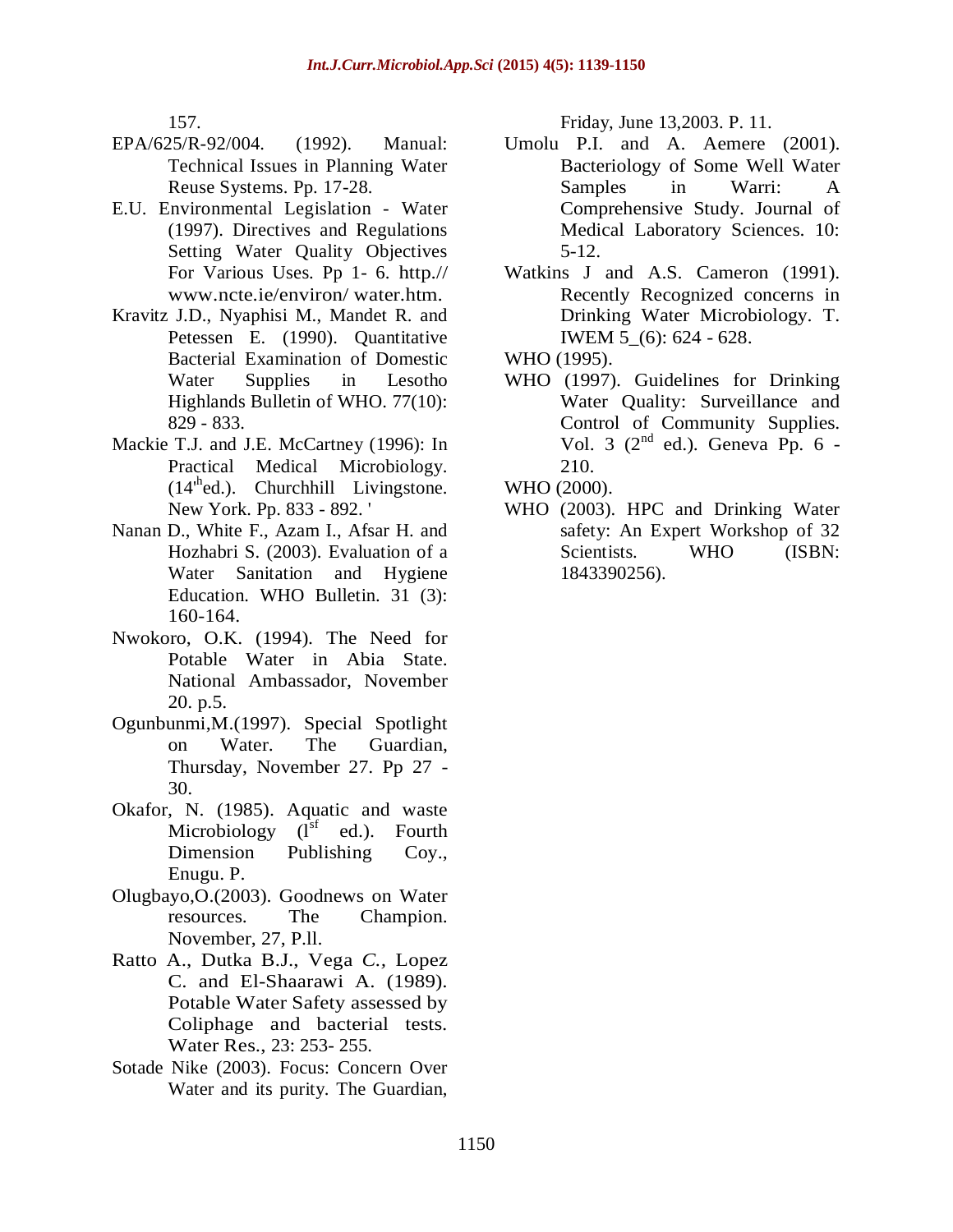157.

EPA/625/R-92/004. (1992). Manual: Technical Issues in Planning Water Reuse Systems. Pp. 17-28.

E.U. Environmental Legislation - Water (1997). Directives and Regulations Setting Water Quality Objectives For Various Uses. Pp 1- 6. http:// www.ncte.ie/environ/ water.htm.

Kravitz J.D., Nyaphisi M., Mandet R. and Petessen E. (1990). Quantitative Bacterial Examination of Domestic Water Supplies in Lesotho Highlands Bulletin of WHO. 77(10): 829 - 833.

Mackie T.J. and J.E. McCartney (1996): In Practical Medical Microbiology. (14th ed.). Churchhill Livingstone. New York. Pp. 833 - 892. '

Nanan D., White F., Azam I., Afsar H. and Hozhabri S. (2003). Evaluation of a Water Sanitation and Hygiene Education. WHO Bulletin. 31 (3): 160-164.

Nwokoro, O.K. (1994). The Need for Potable Water in Abia State. National Ambassador, November 20. p.5.

Ogunbunmi,M.(1997). Special Spotlight on Water. The Guardian, Thursday, November 27. Pp 27 - 30.

Okafor, N. (1985). Aquatic and waste Microbiology (l sf ed.). Fourth Dimension Publishing Coy., Enugu. P.

Olugbayo,O.(2003). Goodnews on Water resources. The Champion. November, 27, P.ll.

Ratto A., Dutka B.J., Vega *C.*, Lopez C. and El-Shaarawi A. (1989). Potable Water Safety assessed by Coliphage and bacterial tests. Water Res., 23: 253- 255.

Sotade Nike (2003). Focus: Concern Over Water and its purity. The Guardian, Friday, June 13,2003. P. 11.

Umolu P.I. and A. Aemere (2001). Bacteriology of Some Well Water Samples in Warri: A Comprehensive Study. Journal of Medical Laboratory Sciences. 10: 5-12.

Watkins J and A.S. Cameron (1991). Recently Recognized concerns in Drinking Water Microbiology. T. IWEM 5_(6): 624 - 628.

WHO (1995).

WHO (1997). Guidelines for Drinking Water Quality: Surveillance and Control of Community Supplies. Vol. 3 (2nd ed.). Geneva Pp. 6 - 210.

WHO (2000).

WHO (2003). HPC and Drinking Water safety: An Expert Workshop of 32 Scientists. WHO (ISBN: 1843390256).